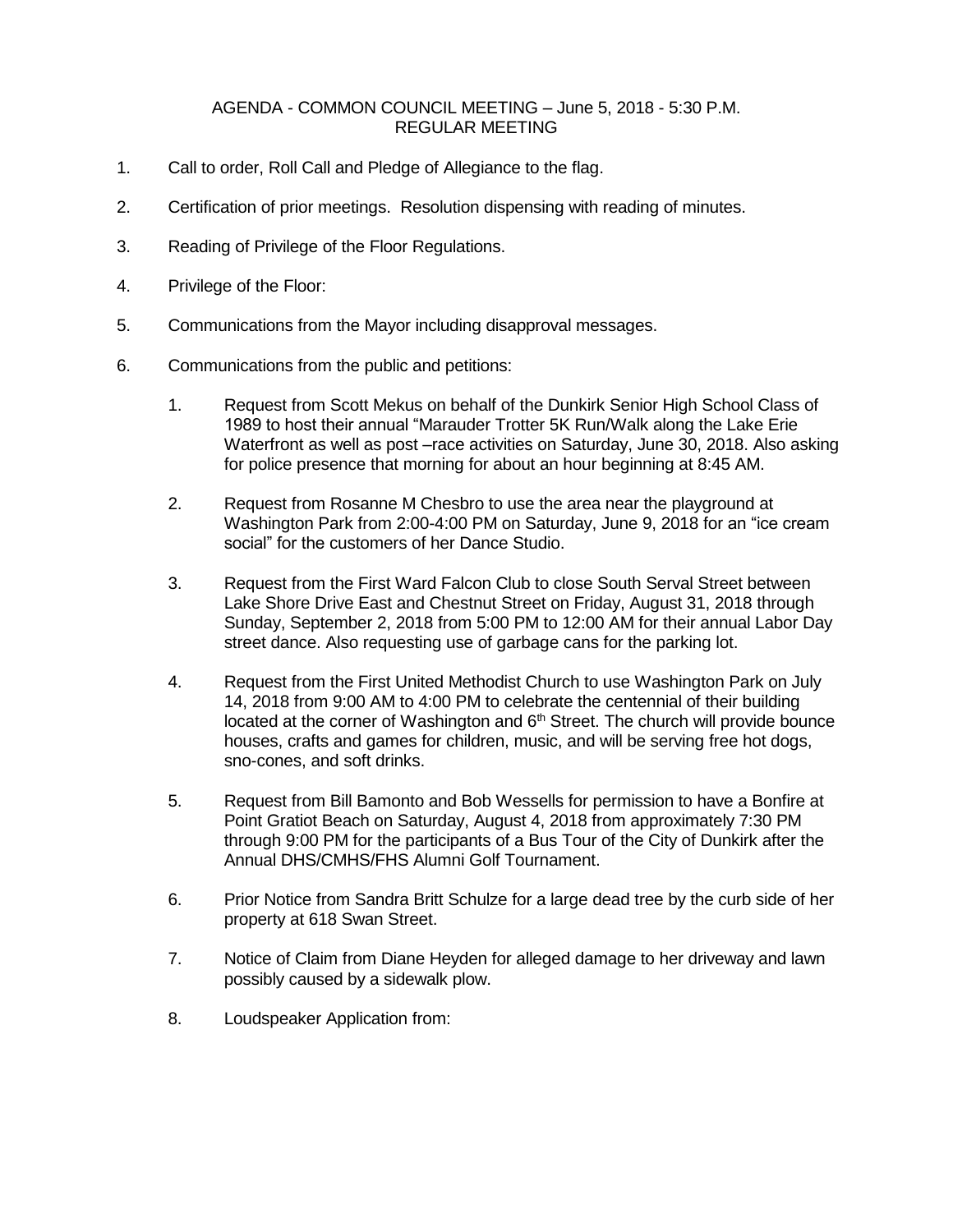# AGENDA - COMMON COUNCIL MEETING – June 5, 2018 - 5:30 P.M.
## REGULAR MEETING

1. Call to order, Roll Call and Pledge of Allegiance to the flag.

2. Certification of prior meetings. Resolution dispensing with reading of minutes.

3. Reading of Privilege of the Floor Regulations.

4. Privilege of the Floor:

5. Communications from the Mayor including disapproval messages.

6. Communications from the public and petitions:

   1. Request from Scott Mekus on behalf of the Dunkirk Senior High School Class of 1989 to host their annual "Marauder Trotter 5K Run/Walk along the Lake Erie Waterfront as well as post –race activities on Saturday, June 30, 2018. Also asking for police presence that morning for about an hour beginning at 8:45 AM.

   2. Request from Rosanne M Chesbro to use the area near the playground at Washington Park from 2:00-4:00 PM on Saturday, June 9, 2018 for an "ice cream social" for the customers of her Dance Studio.

   3. Request from the First Ward Falcon Club to close South Serval Street between Lake Shore Drive East and Chestnut Street on Friday, August 31, 2018 through Sunday, September 2, 2018 from 5:00 PM to 12:00 AM for their annual Labor Day street dance. Also requesting use of garbage cans for the parking lot.

   4. Request from the First United Methodist Church to use Washington Park on July 14, 2018 from 9:00 AM to 4:00 PM to celebrate the centennial of their building located at the corner of Washington and 6th Street. The church will provide bounce houses, crafts and games for children, music, and will be serving free hot dogs, sno-cones, and soft drinks.

   5. Request from Bill Bamonto and Bob Wessells for permission to have a Bonfire at Point Gratiot Beach on Saturday, August 4, 2018 from approximately 7:30 PM through 9:00 PM for the participants of a Bus Tour of the City of Dunkirk after the Annual DHS/CMHS/FHS Alumni Golf Tournament.

   6. Prior Notice from Sandra Britt Schulze for a large dead tree by the curb side of her property at 618 Swan Street.

   7. Notice of Claim from Diane Heyden for alleged damage to her driveway and lawn possibly caused by a sidewalk plow.

   8. Loudspeaker Application from: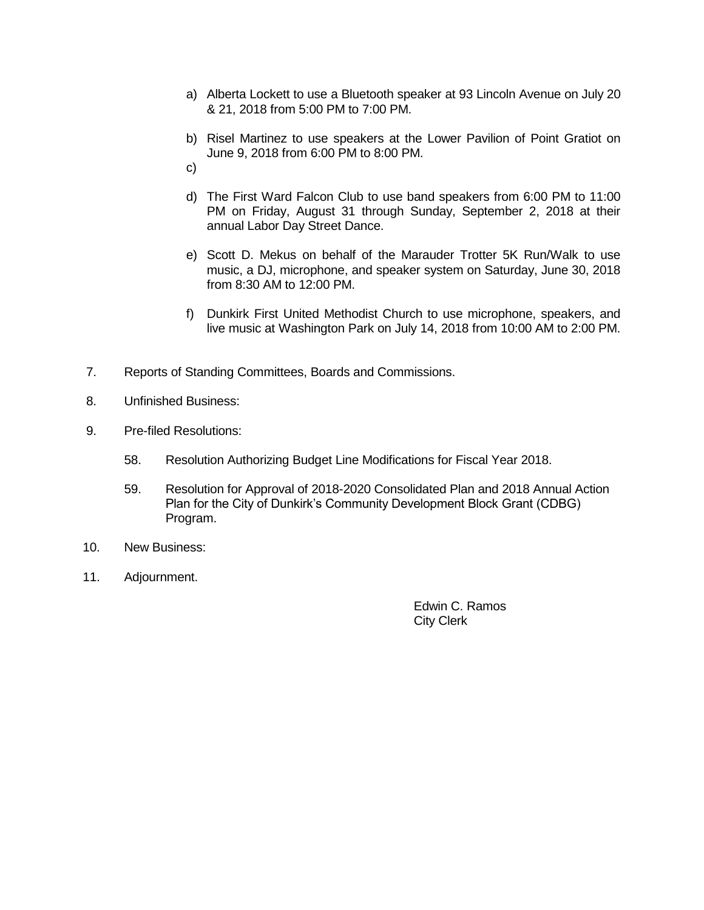a) Alberta Lockett to use a Bluetooth speaker at 93 Lincoln Avenue on July 20 & 21, 2018 from 5:00 PM to 7:00 PM.

b) Risel Martinez to use speakers at the Lower Pavilion of Point Gratiot on June 9, 2018 from 6:00 PM to 8:00 PM.

c)

d) The First Ward Falcon Club to use band speakers from 6:00 PM to 11:00 PM on Friday, August 31 through Sunday, September 2, 2018 at their annual Labor Day Street Dance.

e) Scott D. Mekus on behalf of the Marauder Trotter 5K Run/Walk to use music, a DJ, microphone, and speaker system on Saturday, June 30, 2018 from 8:30 AM to 12:00 PM.

f) Dunkirk First United Methodist Church to use microphone, speakers, and live music at Washington Park on July 14, 2018 from 10:00 AM to 2:00 PM.

7. Reports of Standing Committees, Boards and Commissions.

8. Unfinished Business:

9. Pre-filed Resolutions:

   58. Resolution Authorizing Budget Line Modifications for Fiscal Year 2018.

   59. Resolution for Approval of 2018-2020 Consolidated Plan and 2018 Annual Action Plan for the City of Dunkirk's Community Development Block Grant (CDBG) Program.

10. New Business:

11. Adjournment.

Edwin C. Ramos
City Clerk